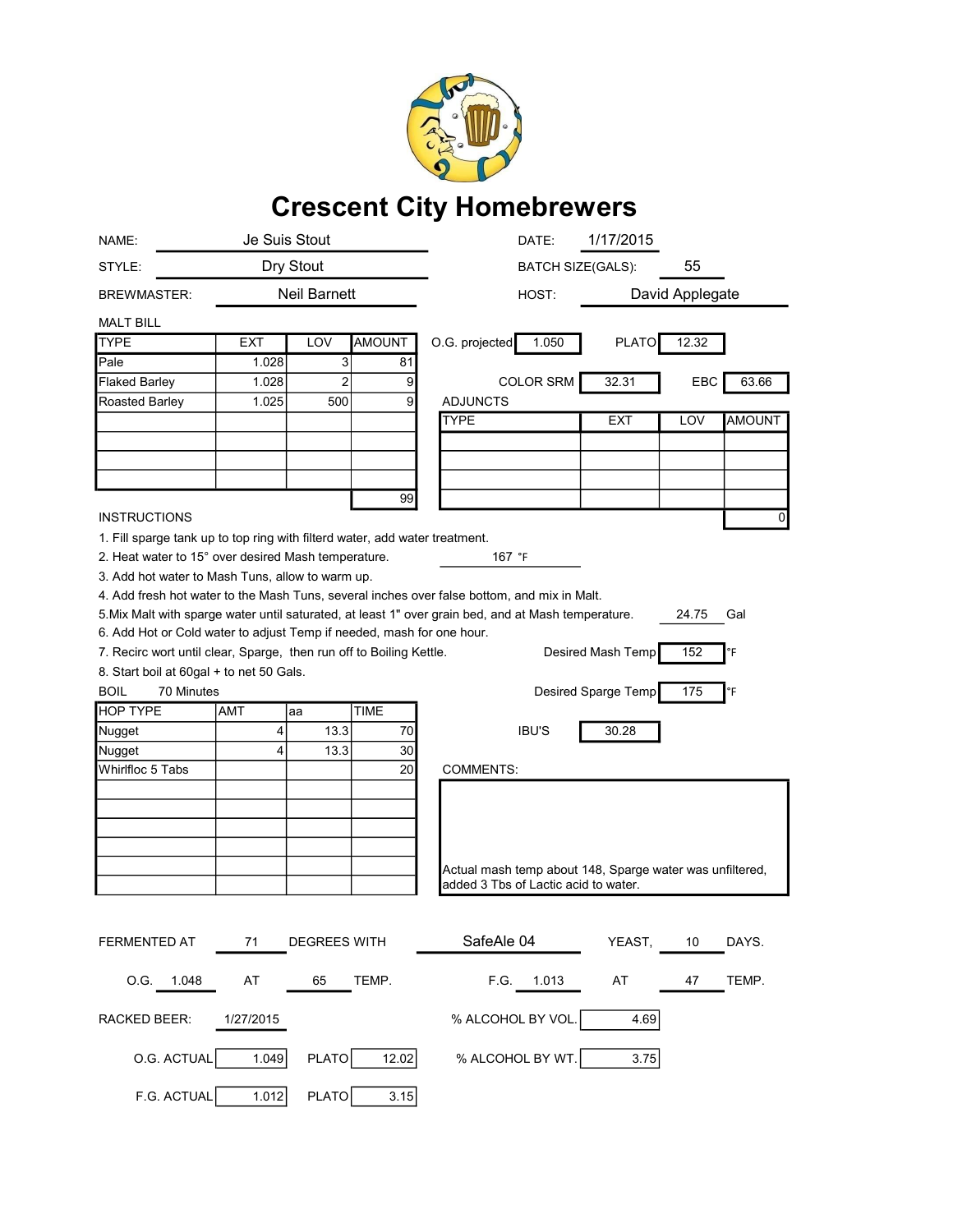# Crescent City Homebrewers

NAME: Je Suis Stout

DATE: 1/17/2015

STYLE: Dry Stout

BATCH SIZE(GALS): 55

BREWMASTER: Neil Barnett

HOST: David Applegate

## MALT BILL

| TYPE | EXT | LOV | AMOUNT |
|---|---|---|---|
| Pale | 1.028 | 3 | 81 |
| Flaked Barley | 1.028 | 2 | 9 |
| Roasted Barley | 1.025 | 500 | 9 |
| | | | |
| | | | |
| | | | |
| | | | |
| | | | 99 |

O.G. projected: 1.050 PLATO: 12.32

COLOR SRM: 32.31 EBC: 63.66

## ADJUNCTS

| TYPE | EXT | LOV | AMOUNT |
|---|---|---|---|
| | | | |
| | | | |
| | | | |
| | | | |
| | | | 0 |

## INSTRUCTIONS

1. Fill sparge tank up to top ring with filterd water, add water treatment.
2. Heat water to 15° over desired Mash temperature. 167 °F
3. Add hot water to Mash Tuns, allow to warm up.
4. Add fresh hot water to the Mash Tuns, several inches over false bottom, and mix in Malt.
5. Mix Malt with sparge water until saturated, at least 1" over grain bed, and at Mash temperature. 24.75 Gal
6. Add Hot or Cold water to adjust Temp if needed, mash for one hour.
7. Recirc wort until clear, Sparge, then run off to Boiling Kettle.
8. Start boil at 60gal + to net 50 Gals.

Desired Mash Temp: 152 °F

Desired Sparge Temp: 175 °F

BOIL 70 Minutes

| HOP TYPE | AMT | aa | TIME |
|---|---|---|---|
| Nugget | 4 | 13.3 | 70 |
| Nugget | 4 | 13.3 | 30 |
| Whirlfloc 5 Tabs | | | 20 |
| | | | |
| | | | |
| | | | |
| | | | |
| | | | |
| | | | |

IBU'S: 30.28

COMMENTS:

Actual mash temp about 148, Sparge water was unfiltered, added 3 Tbs of Lactic acid to water.

FERMENTED AT 71 DEGREES WITH SafeAle 04 YEAST, 10 DAYS.

O.G. 1.048 AT 65 TEMP. F.G. 1.013 AT 47 TEMP.

RACKED BEER: 1/27/2015

% ALCOHOL BY VOL. 4.69

O.G. ACTUAL 1.049 PLATO 12.02

% ALCOHOL BY WT. 3.75

F.G. ACTUAL 1.012 PLATO 3.15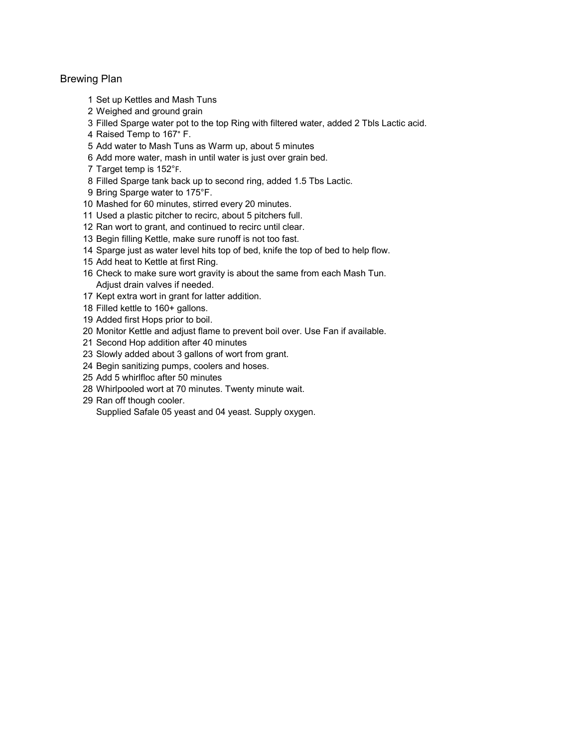Brewing Plan

1. Set up Kettles and Mash Tuns
2. Weighed and ground grain
3. Filled Sparge water pot to the top Ring with filtered water, added 2 Tbls Lactic acid.
4. Raised Temp to 167° F.
5. Add water to Mash Tuns as Warm up, about 5 minutes
6. Add more water, mash in until water is just over grain bed.
7. Target temp is 152°F.
8. Filled Sparge tank back up to second ring, added 1.5 Tbs Lactic.
9. Bring Sparge water to 175°F.
10. Mashed for 60 minutes, stirred every 20 minutes.
11. Used a plastic pitcher to recirc, about 5 pitchers full.
12. Ran wort to grant, and continued to recirc until clear.
13. Begin filling Kettle, make sure runoff is not too fast.
14. Sparge just as water level hits top of bed, knife the top of bed to help flow.
15. Add heat to Kettle at first Ring.
16. Check to make sure wort gravity is about the same from each Mash Tun.
    Adjust drain valves if needed.
17. Kept extra wort in grant for latter addition.
18. Filled kettle to 160+ gallons.
19. Added first Hops prior to boil.
20. Monitor Kettle and adjust flame to prevent boil over. Use Fan if available.
21. Second Hop addition after 40 minutes
23. Slowly added about 3 gallons of wort from grant.
24. Begin sanitizing pumps, coolers and hoses.
25. Add 5 whirlfloc after 50 minutes
28. Whirlpooled wort at 70 minutes. Twenty minute wait.
29. Ran off though cooler.
    Supplied Safale 05 yeast and 04 yeast. Supply oxygen.